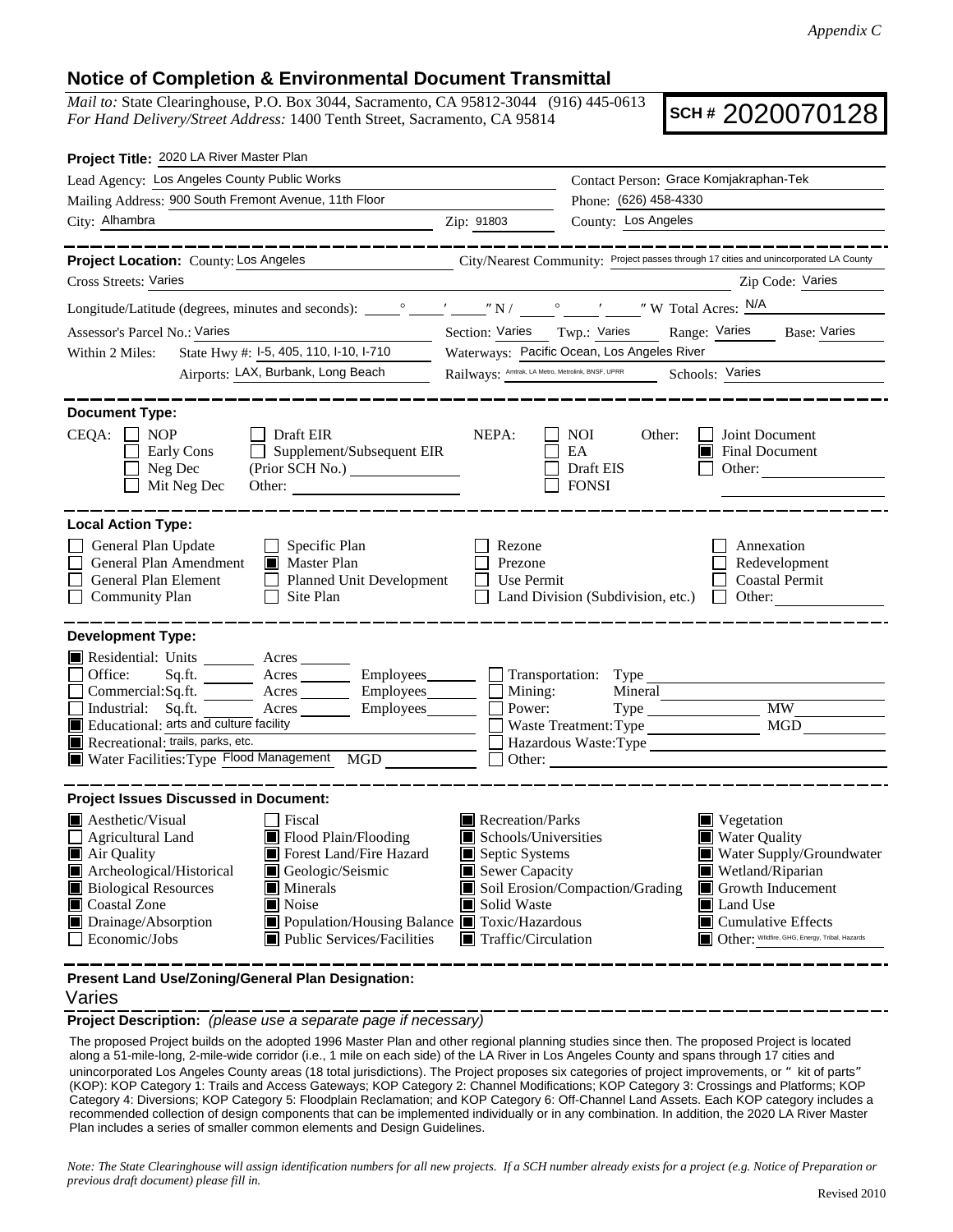*Appendix C*

## Notice of Completion & Environmental Document Transmittal

*Mail to:* State Clearinghouse, P.O. Box 3044, Sacramento, CA 95812-3044 (916) 445-0613
*For Hand Delivery/Street Address:* 1400 Tenth Street, Sacramento, CA 95814

**SCH # 2020070128**

**Project Title:** 2020 LA River Master Plan

Lead Agency: Los Angeles County Public Works
Contact Person: Grace Komjakraphan-Tek
Mailing Address: 900 South Fremont Avenue, 11th Floor
Phone: (626) 458-4330
City: Alhambra
Zip: 91803
County: Los Angeles

---

**Project Location:** County: Los Angeles
City/Nearest Community: Project passes through 17 cities and unincorporated LA County
Cross Streets: Varies
Zip Code: Varies
Longitude/Latitude (degrees, minutes and seconds): ____° ____′ ____″ N / ____° ____′ ____″ W Total Acres: N/A
Assessor's Parcel No.: Varies
Section: Varies Twp.: Varies Range: Varies Base: Varies
Within 2 Miles: State Hwy #: I-5, 405, 110, I-10, I-710
Waterways: Pacific Ocean, Los Angeles River
Airports: LAX, Burbank, Long Beach
Railways: Amtrak, LA Metro, Metrolink, BNSF, UPRR
Schools: Varies

---

**Document Type:**

CEQA: ☐ NOP ☐ Early Cons ☐ Neg Dec ☐ Mit Neg Dec ☐ Draft EIR ☐ Supplement/Subsequent EIR (Prior SCH No.) ____ Other: ____

NEPA: ☐ NOI ☐ EA ☐ Draft EIS ☐ FONSI

Other: ☐ Joint Document ☒ Final Document ☐ Other: ____

---

**Local Action Type:**

- ☐ General Plan Update
- ☐ General Plan Amendment
- ☐ General Plan Element
- ☐ Community Plan
- ☐ Specific Plan
- ☒ Master Plan
- ☐ Planned Unit Development
- ☐ Site Plan
- ☐ Rezone
- ☐ Prezone
- ☐ Use Permit
- ☐ Land Division (Subdivision, etc.)
- ☐ Annexation
- ☐ Redevelopment
- ☐ Coastal Permit
- ☐ Other: ____

---

**Development Type:**

- ☒ Residential: Units ____ Acres ____
- ☐ Office: Sq.ft. ____ Acres ____ Employees ____
- ☐ Commercial: Sq.ft. ____ Acres ____ Employees ____
- ☐ Industrial: Sq.ft. ____ Acres ____ Employees ____
- ☒ Educational: arts and culture facility
- ☒ Recreational: trails, parks, etc.
- ☒ Water Facilities: Type Flood Management MGD ____
- ☐ Transportation: Type ____
- ☐ Mining: Mineral ____
- ☐ Power: Type ____ MW ____
- ☐ Waste Treatment: Type ____ MGD ____
- ☐ Hazardous Waste: Type ____
- ☐ Other: ____

---

**Project Issues Discussed in Document:**

- ☒ Aesthetic/Visual
- ☐ Agricultural Land
- ☒ Air Quality
- ☒ Archeological/Historical
- ☒ Biological Resources
- ☒ Coastal Zone
- ☒ Drainage/Absorption
- ☐ Economic/Jobs
- ☐ Fiscal
- ☒ Flood Plain/Flooding
- ☒ Forest Land/Fire Hazard
- ☒ Geologic/Seismic
- ☒ Minerals
- ☒ Noise
- ☒ Population/Housing Balance
- ☒ Public Services/Facilities
- ☒ Recreation/Parks
- ☒ Schools/Universities
- ☒ Septic Systems
- ☒ Sewer Capacity
- ☒ Soil Erosion/Compaction/Grading
- ☒ Solid Waste
- ☒ Toxic/Hazardous
- ☒ Traffic/Circulation
- ☒ Vegetation
- ☒ Water Quality
- ☒ Water Supply/Groundwater
- ☒ Wetland/Riparian
- ☒ Growth Inducement
- ☒ Land Use
- ☒ Cumulative Effects
- ☒ Other: Wildfire, GHG, Energy, Tribal, Hazards

---

**Present Land Use/Zoning/General Plan Designation:**

Varies

**Project Description:** *(please use a separate page if necessary)*

The proposed Project builds on the adopted 1996 Master Plan and other regional planning studies since then. The proposed Project is located along a 51-mile-long, 2-mile-wide corridor (i.e., 1 mile on each side) of the LA River in Los Angeles County and spans through 17 cities and unincorporated Los Angeles County areas (18 total jurisdictions). The Project proposes six categories of project improvements, or "kit of parts" (KOP): KOP Category 1: Trails and Access Gateways; KOP Category 2: Channel Modifications; KOP Category 3: Crossings and Platforms; KOP Category 4: Diversions; KOP Category 5: Floodplain Reclamation; and KOP Category 6: Off-Channel Land Assets. Each KOP category includes a recommended collection of design components that can be implemented individually or in any combination. In addition, the 2020 LA River Master Plan includes a series of smaller common elements and Design Guidelines.

*Note: The State Clearinghouse will assign identification numbers for all new projects. If a SCH number already exists for a project (e.g. Notice of Preparation or previous draft document) please fill in.*

Revised 2010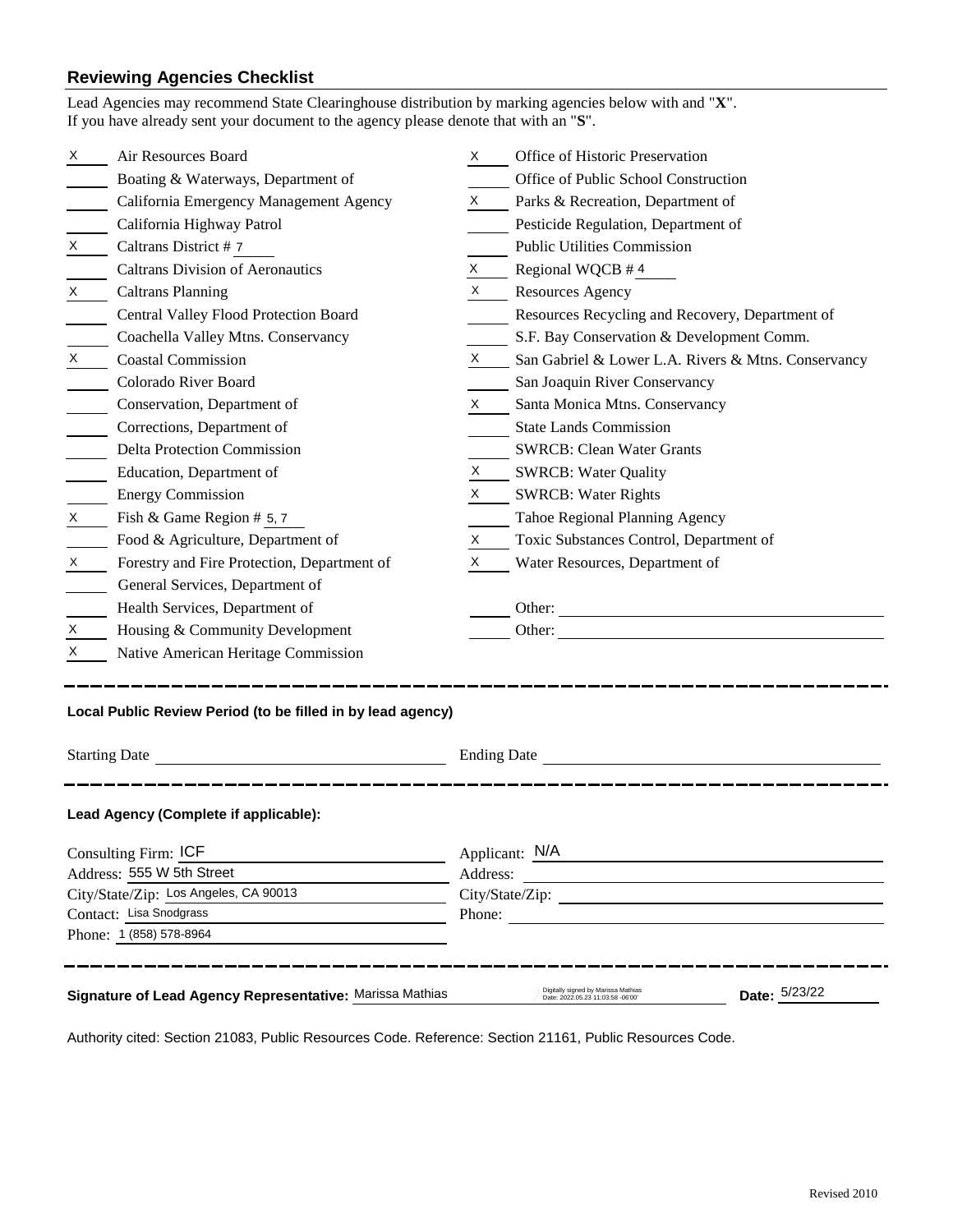## Reviewing Agencies Checklist

Lead Agencies may recommend State Clearinghouse distribution by marking agencies below with and "**X**". If you have already sent your document to the agency please denote that with an "**S**".

| | | | |
|---|---|---|---|
| X | Air Resources Board | X | Office of Historic Preservation |
| | Boating & Waterways, Department of | | Office of Public School Construction |
| | California Emergency Management Agency | X | Parks & Recreation, Department of |
| | California Highway Patrol | | Pesticide Regulation, Department of |
| X | Caltrans District # 7 | | Public Utilities Commission |
| | Caltrans Division of Aeronautics | X | Regional WQCB # 4 |
| X | Caltrans Planning | X | Resources Agency |
| | Central Valley Flood Protection Board | | Resources Recycling and Recovery, Department of |
| | Coachella Valley Mtns. Conservancy | | S.F. Bay Conservation & Development Comm. |
| X | Coastal Commission | X | San Gabriel & Lower L.A. Rivers & Mtns. Conservancy |
| | Colorado River Board | | San Joaquin River Conservancy |
| | Conservation, Department of | X | Santa Monica Mtns. Conservancy |
| | Corrections, Department of | | State Lands Commission |
| | Delta Protection Commission | | SWRCB: Clean Water Grants |
| | Education, Department of | X | SWRCB: Water Quality |
| | Energy Commission | X | SWRCB: Water Rights |
| X | Fish & Game Region # 5, 7 | | Tahoe Regional Planning Agency |
| | Food & Agriculture, Department of | X | Toxic Substances Control, Department of |
| X | Forestry and Fire Protection, Department of | X | Water Resources, Department of |
| | General Services, Department of | | |
| | Health Services, Department of | | Other: |
| X | Housing & Community Development | | Other: |
| X | Native American Heritage Commission | | |

### Local Public Review Period (to be filled in by lead agency)

Starting Date ______________________ Ending Date ______________________

### Lead Agency (Complete if applicable):

| | |
|---|---|
| Consulting Firm: ICF | Applicant: N/A |
| Address: 555 W 5th Street | Address: |
| City/State/Zip: Los Angeles, CA 90013 | City/State/Zip: |
| Contact: Lisa Snodgrass | Phone: |
| Phone: 1 (858) 578-8964 | |

**Signature of Lead Agency Representative:** Marissa Mathias Digitally signed by Marissa Mathias Date: 2022.05.23 11:03:58 -06'00' **Date:** 5/23/22

Authority cited: Section 21083, Public Resources Code. Reference: Section 21161, Public Resources Code.

Revised 2010